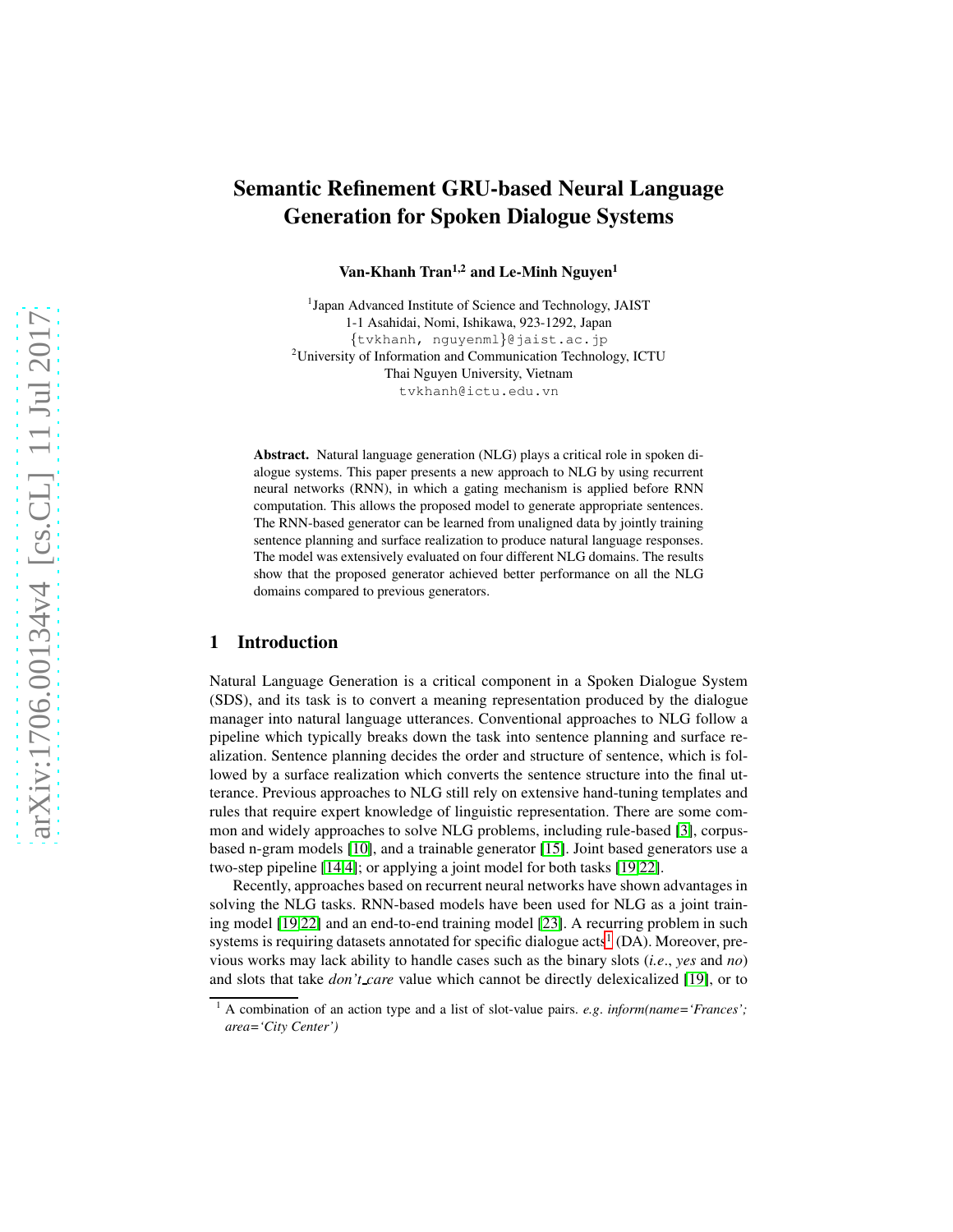# Semantic Refinement GRU-based Neural Language Generation for Spoken Dialogue Systems

**Van-Khanh Tran[1,2] and Le-Minh Nguyen[1]**

[1]Japan Advanced Institute of Science and Technology, JAIST
1-1 Asahidai, Nomi, Ishikawa, 923-1292, Japan
{tvkhanh, nguyenml}@jaist.ac.jp
[2]University of Information and Communication Technology, ICTU
Thai Nguyen University, Vietnam
tvkhanh@ictu.edu.vn

**Abstract.** Natural language generation (NLG) plays a critical role in spoken dialogue systems. This paper presents a new approach to NLG by using recurrent neural networks (RNN), in which a gating mechanism is applied before RNN computation. This allows the proposed model to generate appropriate sentences. The RNN-based generator can be learned from unaligned data by jointly training sentence planning and surface realization to produce natural language responses. The model was extensively evaluated on four different NLG domains. The results show that the proposed generator achieved better performance on all the NLG domains compared to previous generators.

## 1 Introduction

Natural Language Generation is a critical component in a Spoken Dialogue System (SDS), and its task is to convert a meaning representation produced by the dialogue manager into natural language utterances. Conventional approaches to NLG follow a pipeline which typically breaks down the task into sentence planning and surface realization. Sentence planning decides the order and structure of sentence, which is followed by a surface realization which converts the sentence structure into the final utterance. Previous approaches to NLG still rely on extensive hand-tuning templates and rules that require expert knowledge of linguistic representation. There are some common and widely approaches to solve NLG problems, including rule-based [3], corpus-based n-gram models [10], and a trainable generator [15]. Joint based generators use a two-step pipeline [14,4]; or applying a joint model for both tasks [19,22].

Recently, approaches based on recurrent neural networks have shown advantages in solving the NLG tasks. RNN-based models have been used for NLG as a joint training model [19,22] and an end-to-end training model [23]. A recurring problem in such systems is requiring datasets annotated for specific dialogue acts[1] (DA). Moreover, previous works may lack ability to handle cases such as the binary slots (*i.e*., *yes* and *no*) and slots that take *don't_care* value which cannot be directly delexicalized [19], or to

[1] A combination of an action type and a list of slot-value pairs. *e.g. inform(name='Frances'; area='City Center')*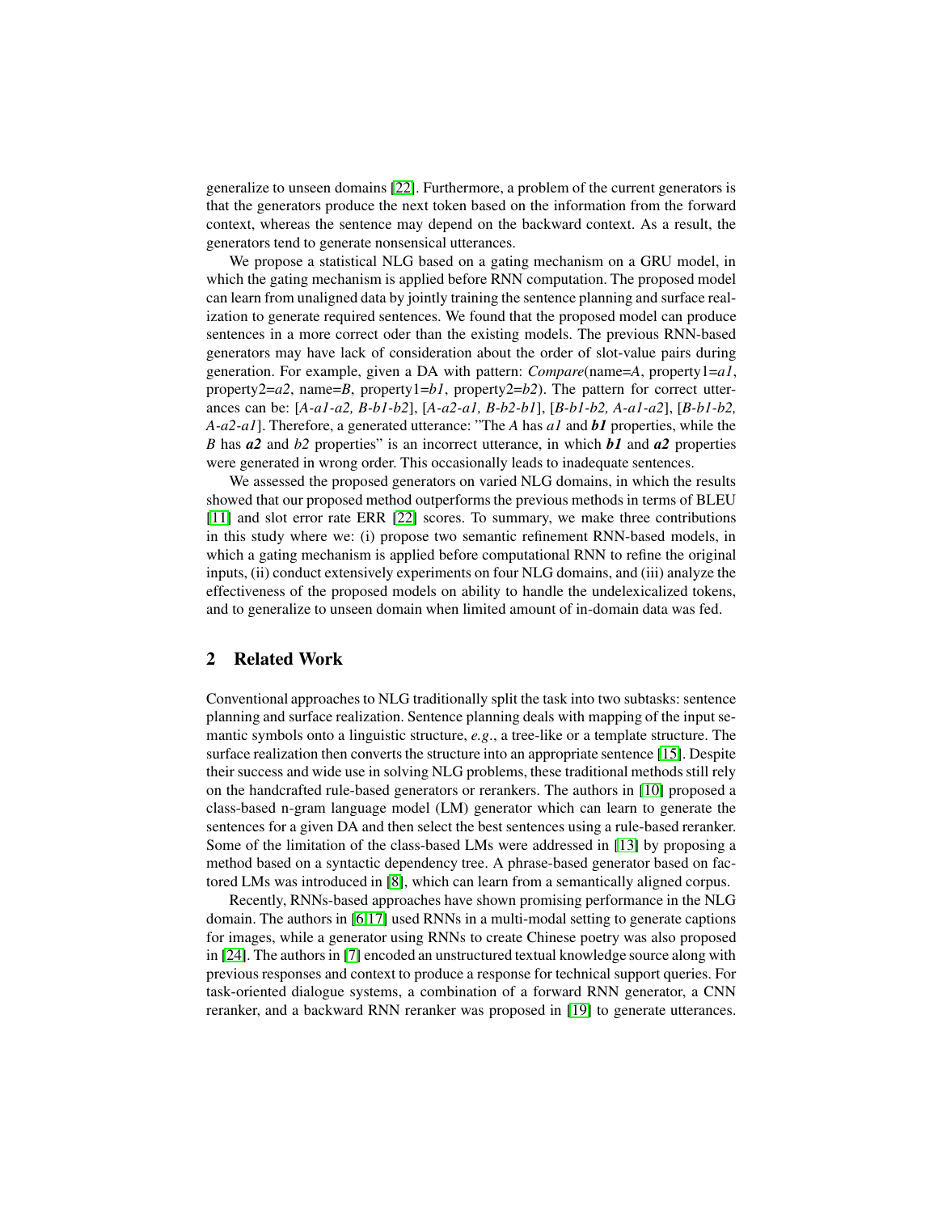generalize to unseen domains [22]. Furthermore, a problem of the current generators is that the generators produce the next token based on the information from the forward context, whereas the sentence may depend on the backward context. As a result, the generators tend to generate nonsensical utterances.

We propose a statistical NLG based on a gating mechanism on a GRU model, in which the gating mechanism is applied before RNN computation. The proposed model can learn from unaligned data by jointly training the sentence planning and surface realization to generate required sentences. We found that the proposed model can produce sentences in a more correct oder than the existing models. The previous RNN-based generators may have lack of consideration about the order of slot-value pairs during generation. For example, given a DA with pattern: *Compare*(name=*A*, property1=*a1*, property2=*a2*, name=*B*, property1=*b1*, property2=*b2*). The pattern for correct utterances can be: [*A-a1-a2, B-b1-b2*], [*A-a2-a1, B-b2-b1*], [*B-b1-b2, A-a1-a2*], [*B-b1-b2, A-a2-a1*]. Therefore, a generated utterance: "The *A* has *a1* and ***b1*** properties, while the *B* has ***a2*** and *b2* properties" is an incorrect utterance, in which ***b1*** and ***a2*** properties were generated in wrong order. This occasionally leads to inadequate sentences.

We assessed the proposed generators on varied NLG domains, in which the results showed that our proposed method outperforms the previous methods in terms of BLEU [11] and slot error rate ERR [22] scores. To summary, we make three contributions in this study where we: (i) propose two semantic refinement RNN-based models, in which a gating mechanism is applied before computational RNN to refine the original inputs, (ii) conduct extensively experiments on four NLG domains, and (iii) analyze the effectiveness of the proposed models on ability to handle the undelexicalized tokens, and to generalize to unseen domain when limited amount of in-domain data was fed.

## 2 Related Work

Conventional approaches to NLG traditionally split the task into two subtasks: sentence planning and surface realization. Sentence planning deals with mapping of the input semantic symbols onto a linguistic structure, *e.g.*, a tree-like or a template structure. The surface realization then converts the structure into an appropriate sentence [15]. Despite their success and wide use in solving NLG problems, these traditional methods still rely on the handcrafted rule-based generators or rerankers. The authors in [10] proposed a class-based n-gram language model (LM) generator which can learn to generate the sentences for a given DA and then select the best sentences using a rule-based reranker. Some of the limitation of the class-based LMs were addressed in [13] by proposing a method based on a syntactic dependency tree. A phrase-based generator based on factored LMs was introduced in [8], which can learn from a semantically aligned corpus.

Recently, RNNs-based approaches have shown promising performance in the NLG domain. The authors in [6,17] used RNNs in a multi-modal setting to generate captions for images, while a generator using RNNs to create Chinese poetry was also proposed in [24]. The authors in [7] encoded an unstructured textual knowledge source along with previous responses and context to produce a response for technical support queries. For task-oriented dialogue systems, a combination of a forward RNN generator, a CNN reranker, and a backward RNN reranker was proposed in [19] to generate utterances.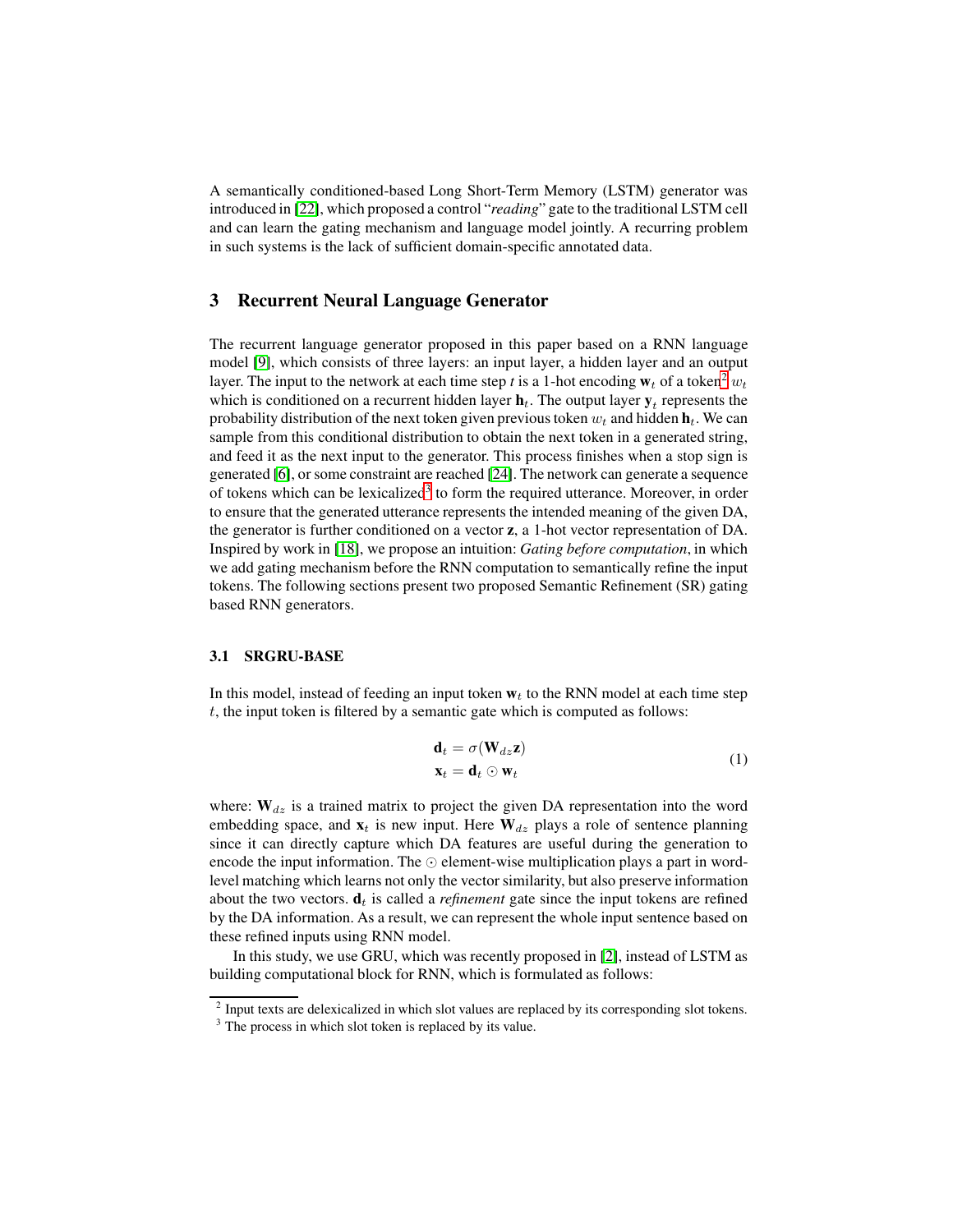A semantically conditioned-based Long Short-Term Memory (LSTM) generator was introduced in [22], which proposed a control "*reading*" gate to the traditional LSTM cell and can learn the gating mechanism and language model jointly. A recurring problem in such systems is the lack of sufficient domain-specific annotated data.

## 3 Recurrent Neural Language Generator

The recurrent language generator proposed in this paper based on a RNN language model [9], which consists of three layers: an input layer, a hidden layer and an output layer. The input to the network at each time step *t* is a 1-hot encoding $\mathbf{w}_t$ of a token[2] $w_t$ which is conditioned on a recurrent hidden layer $\mathbf{h}_t$. The output layer $\mathbf{y}_t$ represents the probability distribution of the next token given previous token $w_t$ and hidden $\mathbf{h}_t$. We can sample from this conditional distribution to obtain the next token in a generated string, and feed it as the next input to the generator. This process finishes when a stop sign is generated [6], or some constraint are reached [24]. The network can generate a sequence of tokens which can be lexicalized[3] to form the required utterance. Moreover, in order to ensure that the generated utterance represents the intended meaning of the given DA, the generator is further conditioned on a vector $\mathbf{z}$, a 1-hot vector representation of DA. Inspired by work in [18], we propose an intuition: *Gating before computation*, in which we add gating mechanism before the RNN computation to semantically refine the input tokens. The following sections present two proposed Semantic Refinement (SR) gating based RNN generators.

### 3.1 SRGRU-BASE

In this model, instead of feeding an input token $\mathbf{w}_t$ to the RNN model at each time step $t$, the input token is filtered by a semantic gate which is computed as follows:

$$
\begin{aligned}
\mathbf{d}_t &= \sigma(\mathbf{W}_{dz}\mathbf{z}) \\
\mathbf{x}_t &= \mathbf{d}_t \odot \mathbf{w}_t
\end{aligned}
\tag{1}
$$

where: $\mathbf{W}_{dz}$ is a trained matrix to project the given DA representation into the word embedding space, and $\mathbf{x}_t$ is new input. Here $\mathbf{W}_{dz}$ plays a role of sentence planning since it can directly capture which DA features are useful during the generation to encode the input information. The $\odot$ element-wise multiplication plays a part in word-level matching which learns not only the vector similarity, but also preserve information about the two vectors. $\mathbf{d}_t$ is called a *refinement* gate since the input tokens are refined by the DA information. As a result, we can represent the whole input sentence based on these refined inputs using RNN model.

In this study, we use GRU, which was recently proposed in [2], instead of LSTM as building computational block for RNN, which is formulated as follows:

[2] Input texts are delexicalized in which slot values are replaced by its corresponding slot tokens.

[3] The process in which slot token is replaced by its value.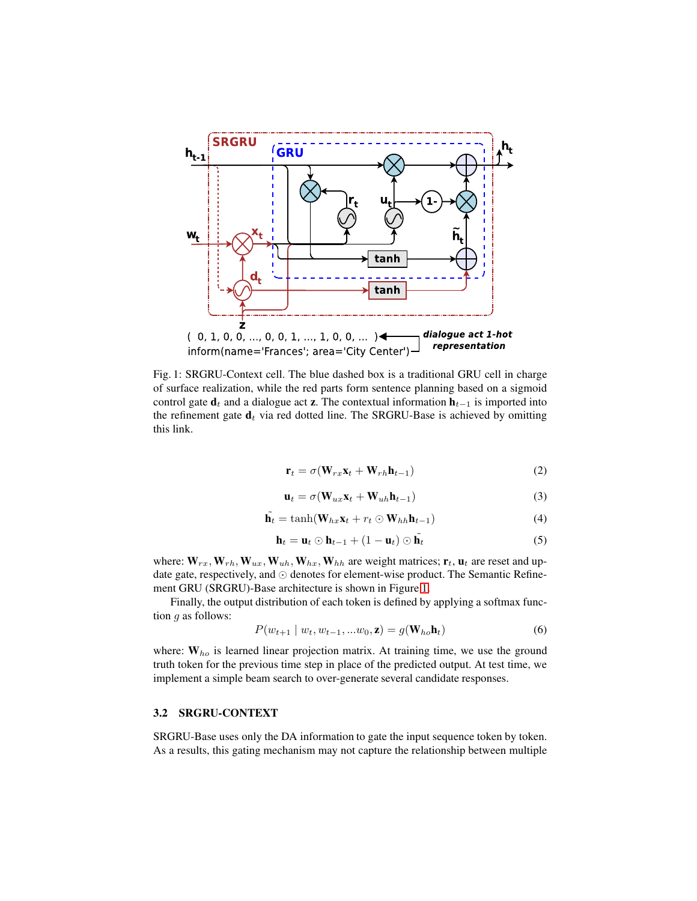Fig. 1: SRGRU-Context cell. The blue dashed box is a traditional GRU cell in charge of surface realization, while the red parts form sentence planning based on a sigmoid control gate $\mathbf{d}_t$ and a dialogue act $\mathbf{z}$. The contextual information $\mathbf{h}_{t-1}$ is imported into the refinement gate $\mathbf{d}_t$ via red dotted line. The SRGRU-Base is achieved by omitting this link.

$$\mathbf{r}_t = \sigma(\mathbf{W}_{rx}\mathbf{x}_t + \mathbf{W}_{rh}\mathbf{h}_{t-1}) \tag{2}$$

$$\mathbf{u}_t = \sigma(\mathbf{W}_{ux}\mathbf{x}_t + \mathbf{W}_{uh}\mathbf{h}_{t-1}) \tag{3}$$

$$\tilde{\mathbf{h}}_t = \tanh(\mathbf{W}_{hx}\mathbf{x}_t + r_t \odot \mathbf{W}_{hh}\mathbf{h}_{t-1}) \tag{4}$$

$$\mathbf{h}_t = \mathbf{u}_t \odot \mathbf{h}_{t-1} + (1 - \mathbf{u}_t) \odot \tilde{\mathbf{h}}_t \tag{5}$$

where: $\mathbf{W}_{rx}, \mathbf{W}_{rh}, \mathbf{W}_{ux}, \mathbf{W}_{uh}, \mathbf{W}_{hx}, \mathbf{W}_{hh}$ are weight matrices; $\mathbf{r}_t$, $\mathbf{u}_t$ are reset and update gate, respectively, and $\odot$ denotes for element-wise product. The Semantic Refinement GRU (SRGRU)-Base architecture is shown in Figure 1.

Finally, the output distribution of each token is defined by applying a softmax function $g$ as follows:

$$P(w_{t+1} \mid w_t, w_{t-1}, ...w_0, \mathbf{z}) = g(\mathbf{W}_{ho}\mathbf{h}_t) \tag{6}$$

where: $\mathbf{W}_{ho}$ is learned linear projection matrix. At training time, we use the ground truth token for the previous time step in place of the predicted output. At test time, we implement a simple beam search to over-generate several candidate responses.

### 3.2 SRGRU-CONTEXT

SRGRU-Base uses only the DA information to gate the input sequence token by token. As a results, this gating mechanism may not capture the relationship between multiple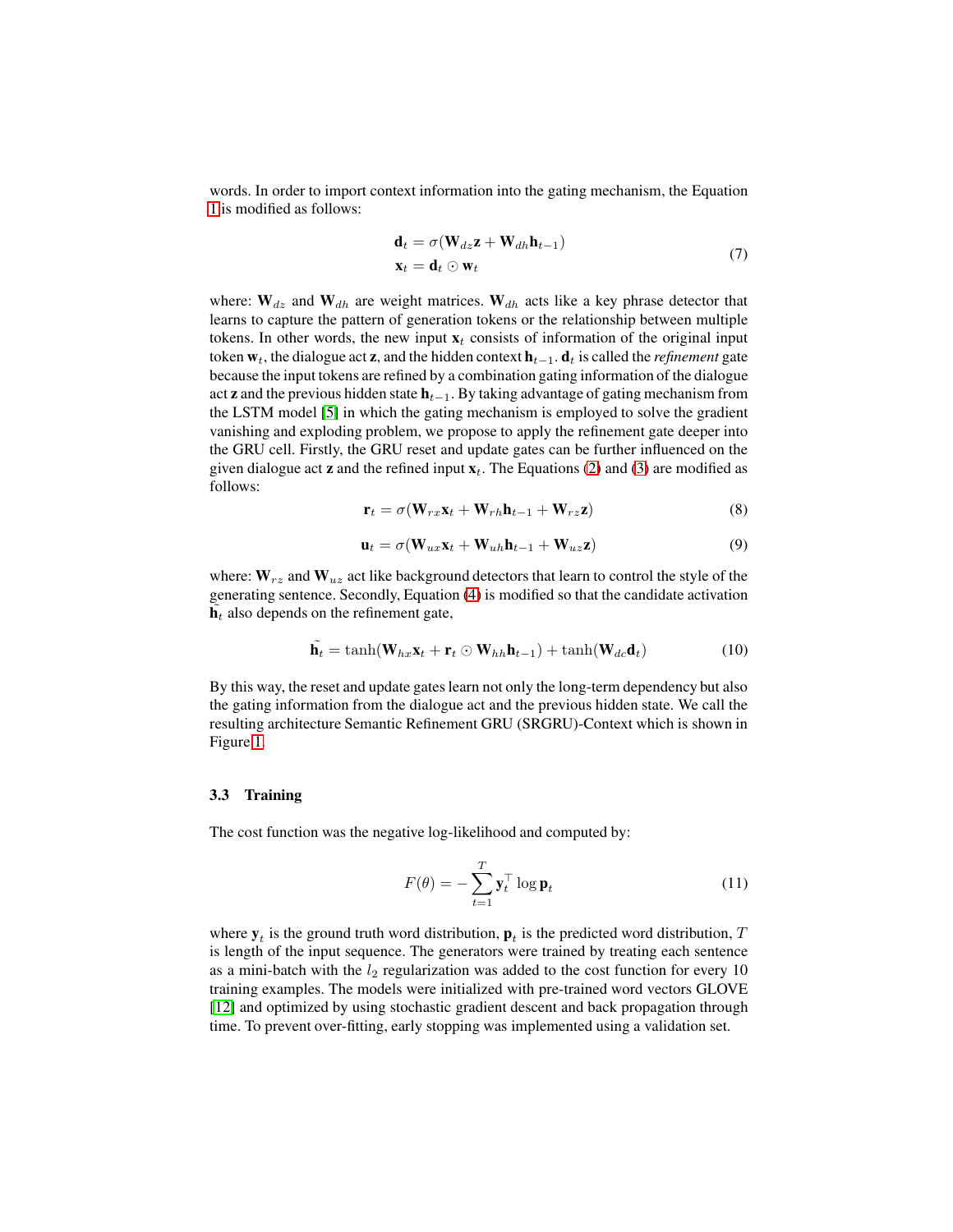words. In order to import context information into the gating mechanism, the Equation 1 is modified as follows:

$$
\begin{aligned}
\mathbf{d}_t &= \sigma(\mathbf{W}_{dz}\mathbf{z} + \mathbf{W}_{dh}\mathbf{h}_{t-1}) \\
\mathbf{x}_t &= \mathbf{d}_t \odot \mathbf{w}_t
\end{aligned}
\tag{7}
$$

where: $\mathbf{W}_{dz}$ and $\mathbf{W}_{dh}$ are weight matrices. $\mathbf{W}_{dh}$ acts like a key phrase detector that learns to capture the pattern of generation tokens or the relationship between multiple tokens. In other words, the new input $\mathbf{x}_t$ consists of information of the original input token $\mathbf{w}_t$, the dialogue act $\mathbf{z}$, and the hidden context $\mathbf{h}_{t-1}$. $\mathbf{d}_t$ is called the *refinement* gate because the input tokens are refined by a combination gating information of the dialogue act $\mathbf{z}$ and the previous hidden state $\mathbf{h}_{t-1}$. By taking advantage of gating mechanism from the LSTM model [5] in which the gating mechanism is employed to solve the gradient vanishing and exploding problem, we propose to apply the refinement gate deeper into the GRU cell. Firstly, the GRU reset and update gates can be further influenced on the given dialogue act $\mathbf{z}$ and the refined input $\mathbf{x}_t$. The Equations (2) and (3) are modified as follows:

$$
\mathbf{r}_t = \sigma(\mathbf{W}_{rx}\mathbf{x}_t + \mathbf{W}_{rh}\mathbf{h}_{t-1} + \mathbf{W}_{rz}\mathbf{z}) \tag{8}
$$

$$
\mathbf{u}_t = \sigma(\mathbf{W}_{ux}\mathbf{x}_t + \mathbf{W}_{uh}\mathbf{h}_{t-1} + \mathbf{W}_{uz}\mathbf{z}) \tag{9}
$$

where: $\mathbf{W}_{rz}$ and $\mathbf{W}_{uz}$ act like background detectors that learn to control the style of the generating sentence. Secondly, Equation (4) is modified so that the candidate activation $\tilde{\mathbf{h}}_t$ also depends on the refinement gate,

$$
\tilde{\mathbf{h}}_t = \tanh(\mathbf{W}_{hx}\mathbf{x}_t + \mathbf{r}_t \odot \mathbf{W}_{hh}\mathbf{h}_{t-1}) + \tanh(\mathbf{W}_{dc}\mathbf{d}_t) \tag{10}
$$

By this way, the reset and update gates learn not only the long-term dependency but also the gating information from the dialogue act and the previous hidden state. We call the resulting architecture Semantic Refinement GRU (SRGRU)-Context which is shown in Figure 1.

### 3.3 Training

The cost function was the negative log-likelihood and computed by:

$$
F(\theta) = -\sum_{t=1}^{T} \mathbf{y}_t^{\top} \log \mathbf{p}_t \tag{11}
$$

where $\mathbf{y}_t$ is the ground truth word distribution, $\mathbf{p}_t$ is the predicted word distribution, $T$ is length of the input sequence. The generators were trained by treating each sentence as a mini-batch with the $l_2$ regularization was added to the cost function for every 10 training examples. The models were initialized with pre-trained word vectors GLOVE [12] and optimized by using stochastic gradient descent and back propagation through time. To prevent over-fitting, early stopping was implemented using a validation set.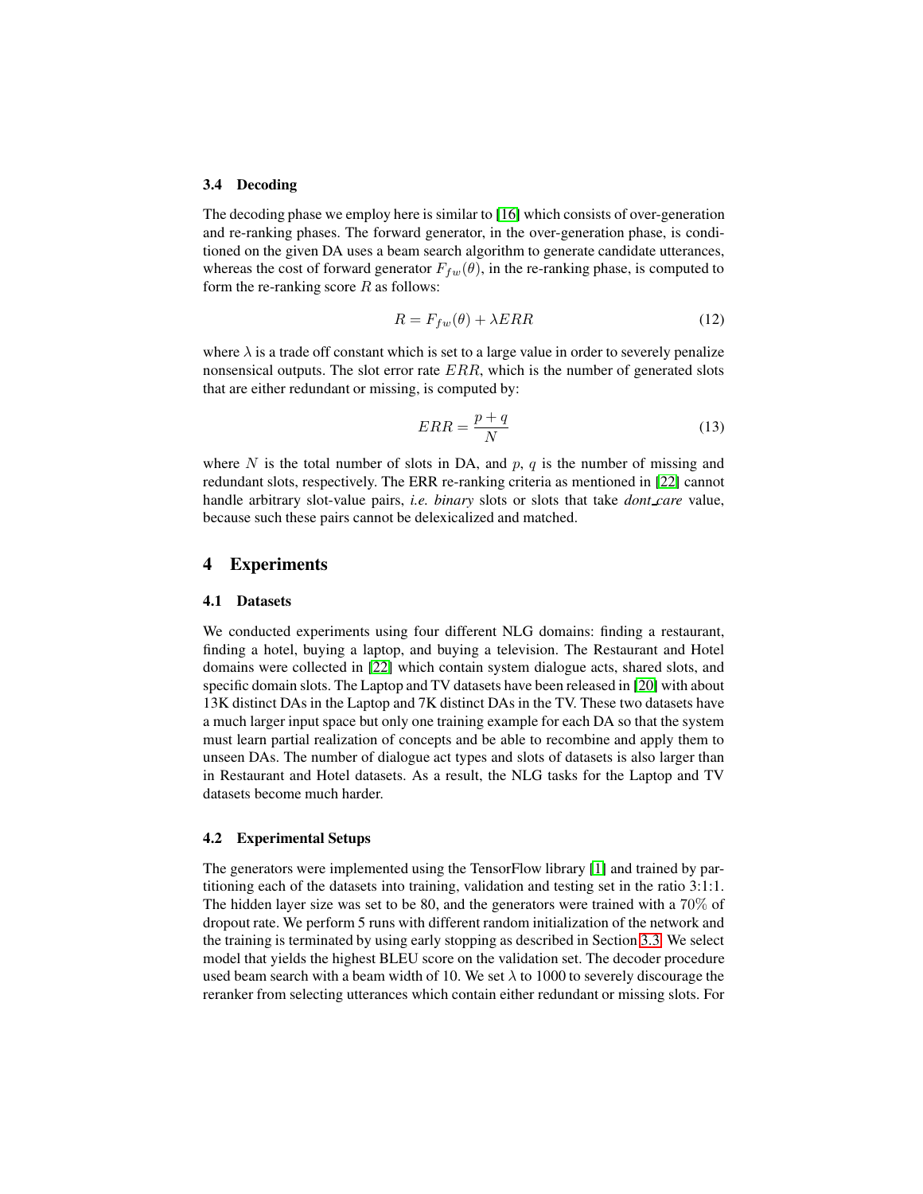### 3.4 Decoding

The decoding phase we employ here is similar to [16] which consists of over-generation and re-ranking phases. The forward generator, in the over-generation phase, is conditioned on the given DA uses a beam search algorithm to generate candidate utterances, whereas the cost of forward generator $F_{fw}(\theta)$, in the re-ranking phase, is computed to form the re-ranking score $R$ as follows:

$$R = F_{fw}(\theta) + \lambda ERR \tag{12}$$

where $\lambda$ is a trade off constant which is set to a large value in order to severely penalize nonsensical outputs. The slot error rate $ERR$, which is the number of generated slots that are either redundant or missing, is computed by:

$$ERR = \frac{p + q}{N} \tag{13}$$

where $N$ is the total number of slots in DA, and $p$, $q$ is the number of missing and redundant slots, respectively. The ERR re-ranking criteria as mentioned in [22] cannot handle arbitrary slot-value pairs, *i.e. binary* slots or slots that take *dont_care* value, because such these pairs cannot be delexicalized and matched.

## 4 Experiments

### 4.1 Datasets

We conducted experiments using four different NLG domains: finding a restaurant, finding a hotel, buying a laptop, and buying a television. The Restaurant and Hotel domains were collected in [22] which contain system dialogue acts, shared slots, and specific domain slots. The Laptop and TV datasets have been released in [20] with about 13K distinct DAs in the Laptop and 7K distinct DAs in the TV. These two datasets have a much larger input space but only one training example for each DA so that the system must learn partial realization of concepts and be able to recombine and apply them to unseen DAs. The number of dialogue act types and slots of datasets is also larger than in Restaurant and Hotel datasets. As a result, the NLG tasks for the Laptop and TV datasets become much harder.

### 4.2 Experimental Setups

The generators were implemented using the TensorFlow library [1] and trained by partitioning each of the datasets into training, validation and testing set in the ratio 3:1:1. The hidden layer size was set to be 80, and the generators were trained with a 70% of dropout rate. We perform 5 runs with different random initialization of the network and the training is terminated by using early stopping as described in Section 3.3. We select model that yields the highest BLEU score on the validation set. The decoder procedure used beam search with a beam width of 10. We set $\lambda$ to 1000 to severely discourage the reranker from selecting utterances which contain either redundant or missing slots. For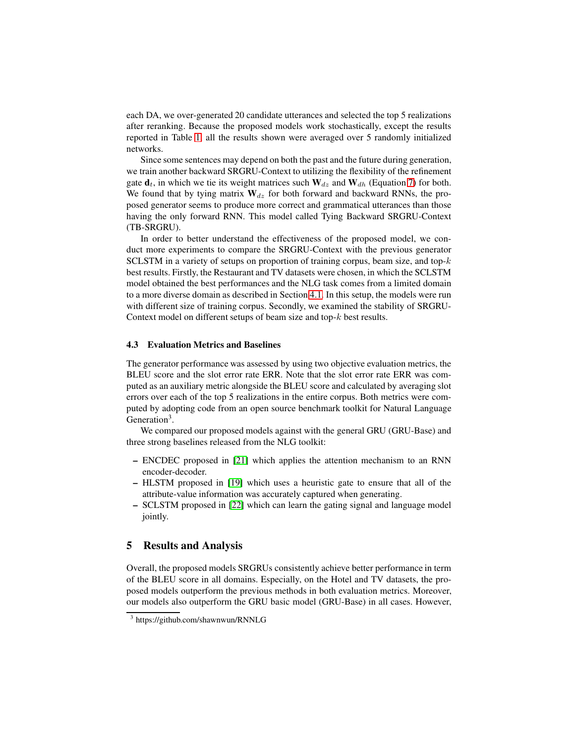each DA, we over-generated 20 candidate utterances and selected the top 5 realizations after reranking. Because the proposed models work stochastically, except the results reported in Table 1, all the results shown were averaged over 5 randomly initialized networks.

Since some sentences may depend on both the past and the future during generation, we train another backward SRGRU-Context to utilizing the flexibility of the refinement gate $\mathbf{d}_t$, in which we tie its weight matrices such $\mathbf{W}_{dz}$ and $\mathbf{W}_{dh}$ (Equation 7) for both. We found that by tying matrix $\mathbf{W}_{dz}$ for both forward and backward RNNs, the proposed generator seems to produce more correct and grammatical utterances than those having the only forward RNN. This model called Tying Backward SRGRU-Context (TB-SRGRU).

In order to better understand the effectiveness of the proposed model, we conduct more experiments to compare the SRGRU-Context with the previous generator SCLSTM in a variety of setups on proportion of training corpus, beam size, and top-$k$ best results. Firstly, the Restaurant and TV datasets were chosen, in which the SCLSTM model obtained the best performances and the NLG task comes from a limited domain to a more diverse domain as described in Section 4.1. In this setup, the models were run with different size of training corpus. Secondly, we examined the stability of SRGRU-Context model on different setups of beam size and top-$k$ best results.

### 4.3 Evaluation Metrics and Baselines

The generator performance was assessed by using two objective evaluation metrics, the BLEU score and the slot error rate ERR. Note that the slot error rate ERR was computed as an auxiliary metric alongside the BLEU score and calculated by averaging slot errors over each of the top 5 realizations in the entire corpus. Both metrics were computed by adopting code from an open source benchmark toolkit for Natural Language Generation[3].

We compared our proposed models against with the general GRU (GRU-Base) and three strong baselines released from the NLG toolkit:

- ENCDEC proposed in [21] which applies the attention mechanism to an RNN encoder-decoder.
- HLSTM proposed in [19] which uses a heuristic gate to ensure that all of the attribute-value information was accurately captured when generating.
- SCLSTM proposed in [22] which can learn the gating signal and language model jointly.

## 5 Results and Analysis

Overall, the proposed models SRGRUs consistently achieve better performance in term of the BLEU score in all domains. Especially, on the Hotel and TV datasets, the proposed models outperform the previous methods in both evaluation metrics. Moreover, our models also outperform the GRU basic model (GRU-Base) in all cases. However,

[3] https://github.com/shawnwun/RNNLG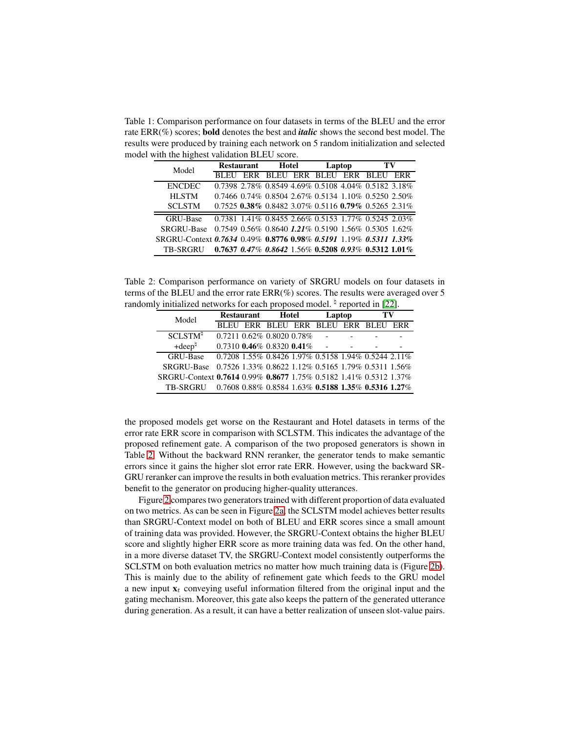Table 1: Comparison performance on four datasets in terms of the BLEU and the error rate ERR(%) scores; **bold** denotes the best and ***italic*** shows the second best model. The results were produced by training each network on 5 random initialization and selected model with the highest validation BLEU score.

| Model | Restaurant | | Hotel | | Laptop | | TV | |
|---|---|---|---|---|---|---|---|---|
| | BLEU | ERR | BLEU | ERR | BLEU | ERR | BLEU | ERR |
| ENCDEC | 0.7398 | 2.78% | 0.8549 | 4.69% | 0.5108 | 4.04% | 0.5182 | 3.18% |
| HLSTM | 0.7466 | 0.74% | 0.8504 | 2.67% | 0.5134 | 1.10% | 0.5250 | 2.50% |
| SCLSTM | 0.7525 | **0.38%** | 0.8482 | 3.07% | 0.5116 | **0.79%** | 0.5265 | 2.31% |
| GRU-Base | 0.7381 | 1.41% | 0.8455 | 2.66% | 0.5153 | 1.77% | 0.5245 | 2.03% |
| SRGRU-Base | 0.7549 | 0.56% | 0.8640 | ***1.21%*** | 0.5190 | 1.56% | 0.5305 | 1.62% |
| SRGRU-Context | ***0.7634*** | 0.49% | **0.8776** | **0.98%** | ***0.5191*** | 1.19% | ***0.5311*** | ***1.33%*** |
| TB-SRGRU | **0.7637** | ***0.47%*** | ***0.8642*** | 1.56% | **0.5208** | ***0.93%*** | **0.5312** | **1.01%** |

Table 2: Comparison performance on variety of SRGRU models on four datasets in terms of the BLEU and the error rate ERR(%) scores. The results were averaged over 5 randomly initialized networks for each proposed model. ♮ reported in [22].

| Model | Restaurant | | Hotel | | Laptop | | TV | |
|---|---|---|---|---|---|---|---|---|
| | BLEU | ERR | BLEU | ERR | BLEU | ERR | BLEU | ERR |
| SCLSTM♮ | 0.7211 | 0.62% | 0.8020 | 0.78% | - | - | - | - |
| +deep♮ | 0.7310 | **0.46%** | 0.8320 | **0.41%** | - | - | - | - |
| GRU-Base | 0.7208 | 1.55% | 0.8426 | 1.97% | 0.5158 | 1.94% | 0.5244 | 2.11% |
| SRGRU-Base | 0.7526 | 1.33% | 0.8622 | 1.12% | 0.5165 | 1.79% | 0.5311 | 1.56% |
| SRGRU-Context | **0.7614** | 0.99% | **0.8677** | 1.75% | 0.5182 | 1.41% | 0.5312 | 1.37% |
| TB-SRGRU | 0.7608 | 0.88% | 0.8584 | 1.63% | **0.5188** | **1.35%** | **0.5316** | **1.27%** |

the proposed models get worse on the Restaurant and Hotel datasets in terms of the error rate ERR score in comparison with SCLSTM. This indicates the advantage of the proposed refinement gate. A comparison of the two proposed generators is shown in Table 2. Without the backward RNN reranker, the generator tends to make semantic errors since it gains the higher slot error rate ERR. However, using the backward SRGRU reranker can improve the results in both evaluation metrics. This reranker provides benefit to the generator on producing higher-quality utterances.

Figure 2 compares two generators trained with different proportion of data evaluated on two metrics. As can be seen in Figure 2a, the SCLSTM model achieves better results than SRGRU-Context model on both of BLEU and ERR scores since a small amount of training data was provided. However, the SRGRU-Context obtains the higher BLEU score and slightly higher ERR score as more training data was fed. On the other hand, in a more diverse dataset TV, the SRGRU-Context model consistently outperforms the SCLSTM on both evaluation metrics no matter how much training data is (Figure 2b). This is mainly due to the ability of refinement gate which feeds to the GRU model a new input $\mathbf{x}_t$ conveying useful information filtered from the original input and the gating mechanism. Moreover, this gate also keeps the pattern of the generated utterance during generation. As a result, it can have a better realization of unseen slot-value pairs.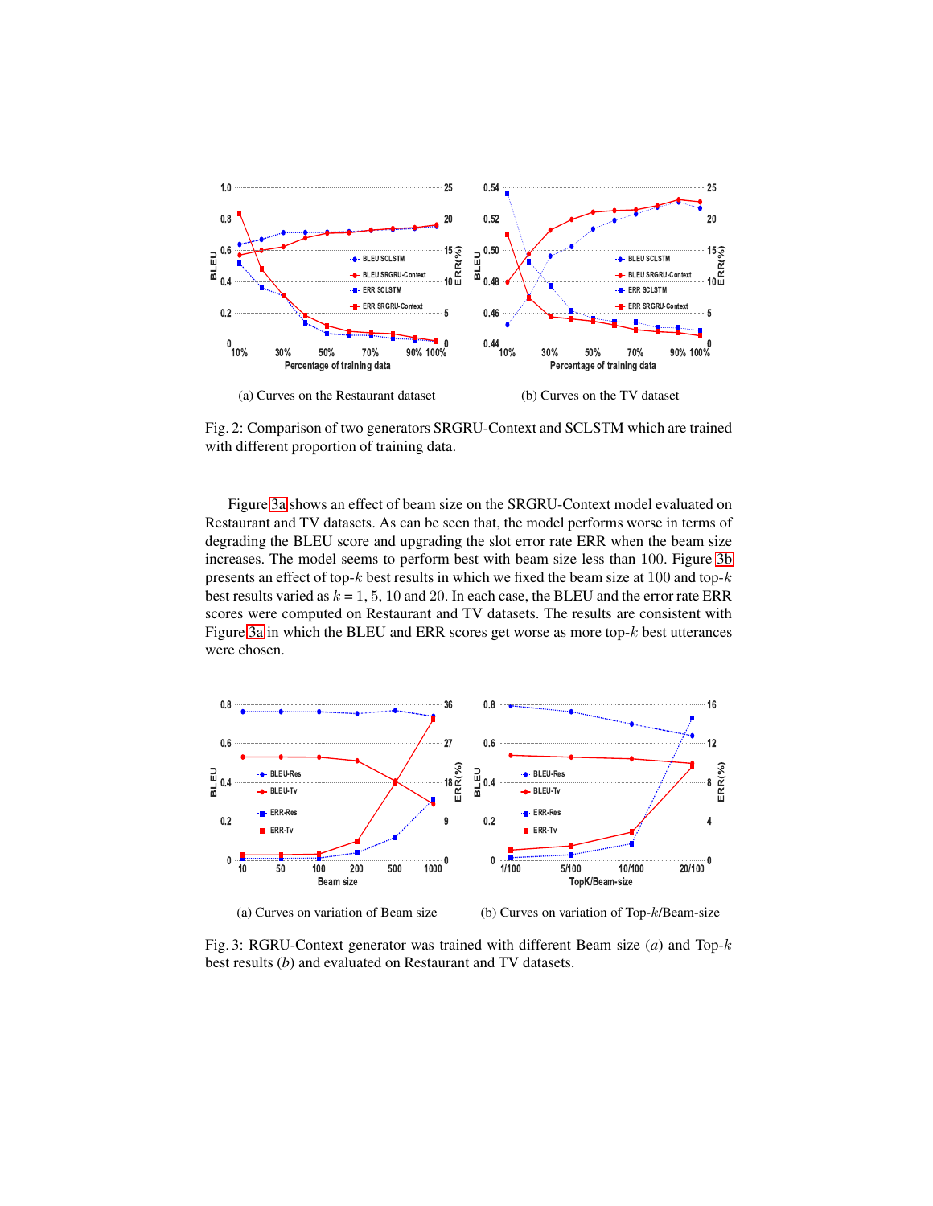(a) Curves on the Restaurant dataset

(b) Curves on the TV dataset

Fig. 2: Comparison of two generators SRGRU-Context and SCLSTM which are trained with different proportion of training data.

Figure 3a shows an effect of beam size on the SRGRU-Context model evaluated on Restaurant and TV datasets. As can be seen that, the model performs worse in terms of degrading the BLEU score and upgrading the slot error rate ERR when the beam size increases. The model seems to perform best with beam size less than 100. Figure 3b presents an effect of top-$k$ best results in which we fixed the beam size at 100 and top-$k$ best results varied as $k = 1, 5, 10$ and 20. In each case, the BLEU and the error rate ERR scores were computed on Restaurant and TV datasets. The results are consistent with Figure 3a in which the BLEU and ERR scores get worse as more top-$k$ best utterances were chosen.

(a) Curves on variation of Beam size

(b) Curves on variation of Top-$k$/Beam-size

Fig. 3: RGRU-Context generator was trained with different Beam size ($a$) and Top-$k$ best results ($b$) and evaluated on Restaurant and TV datasets.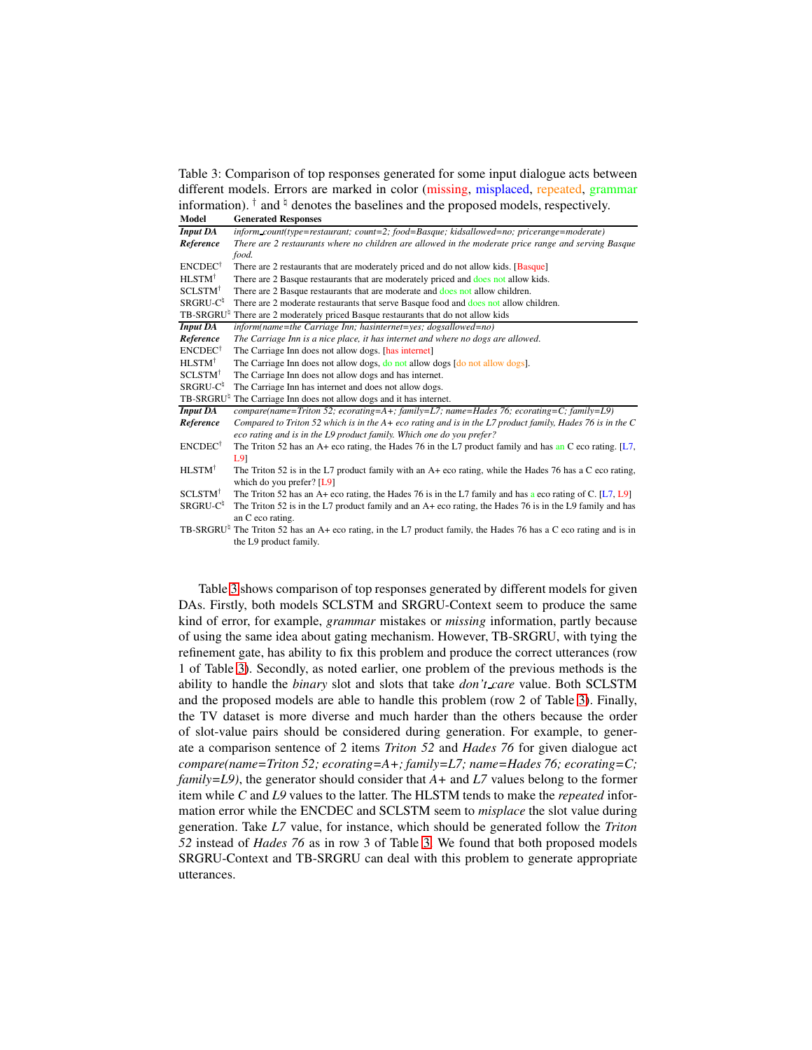Table 3: Comparison of top responses generated for some input dialogue acts between different models. Errors are marked in color (missing, misplaced, repeated, grammar information). † and ♮ denotes the baselines and the proposed models, respectively.

| Model | Generated Responses |
|---|---|
| ***Input DA*** | *inform_count(type=restaurant; count=2; food=Basque; kidsallowed=no; pricerange=moderate)* |
| ***Reference*** | *There are 2 restaurants where no children are allowed in the moderate price range and serving Basque food.* |
| ENCDEC† | There are 2 restaurants that are moderately priced and do not allow kids. [Basque] |
| HLSTM† | There are 2 Basque restaurants that are moderately priced and does not allow kids. |
| SCLSTM† | There are 2 Basque restaurants that are moderate and does not allow children. |
| SRGRU-C♮ | There are 2 moderate restaurants that serve Basque food and does not allow children. |
| TB-SRGRU♮ | There are 2 moderately priced Basque restaurants that do not allow kids |
| ***Input DA*** | *inform(name=the Carriage Inn; hasinternet=yes; dogsallowed=no)* |
| ***Reference*** | *The Carriage Inn is a nice place, it has internet and where no dogs are allowed.* |
| ENCDEC† | The Carriage Inn does not allow dogs. [has internet] |
| HLSTM† | The Carriage Inn does not allow dogs, do not allow dogs [do not allow dogs]. |
| SCLSTM† | The Carriage Inn does not allow dogs and has internet. |
| SRGRU-C♮ | The Carriage Inn has internet and does not allow dogs. |
| TB-SRGRU♮ | The Carriage Inn does not allow dogs and it has internet. |
| ***Input DA*** | *compare(name=Triton 52; ecorating=A+; family=L7; name=Hades 76; ecorating=C; family=L9)* |
| ***Reference*** | *Compared to Triton 52 which is in the A+ eco rating and is in the L7 product family, Hades 76 is in the C eco rating and is in the L9 product family. Which one do you prefer?* |
| ENCDEC† | The Triton 52 has an A+ eco rating, the Hades 76 in the L7 product family and has an C eco rating. [L7, L9] |
| HLSTM† | The Triton 52 is in the L7 product family with an A+ eco rating, while the Hades 76 has a C eco rating, which do you prefer? [L9] |
| SCLSTM† | The Triton 52 has an A+ eco rating, the Hades 76 is in the L7 family and has a eco rating of C. [L7, L9] |
| SRGRU-C♮ | The Triton 52 is in the L7 product family and an A+ eco rating, the Hades 76 is in the L9 family and has an C eco rating. |
| TB-SRGRU♮ | The Triton 52 has an A+ eco rating, in the L7 product family, the Hades 76 has a C eco rating and is in the L9 product family. |

Table 3 shows comparison of top responses generated by different models for given DAs. Firstly, both models SCLSTM and SRGRU-Context seem to produce the same kind of error, for example, *grammar* mistakes or *missing* information, partly because of using the same idea about gating mechanism. However, TB-SRGRU, with tying the refinement gate, has ability to fix this problem and produce the correct utterances (row 1 of Table 3). Secondly, as noted earlier, one problem of the previous methods is the ability to handle the *binary* slot and slots that take *don't_care* value. Both SCLSTM and the proposed models are able to handle this problem (row 2 of Table 3). Finally, the TV dataset is more diverse and much harder than the others because the order of slot-value pairs should be considered during generation. For example, to generate a comparison sentence of 2 items *Triton 52* and *Hades 76* for given dialogue act *compare(name=Triton 52; ecorating=A+; family=L7; name=Hades 76; ecorating=C; family=L9)*, the generator should consider that *A+* and *L7* values belong to the former item while *C* and *L9* values to the latter. The HLSTM tends to make the *repeated* information error while the ENCDEC and SCLSTM seem to *misplace* the slot value during generation. Take *L7* value, for instance, which should be generated follow the *Triton 52* instead of *Hades 76* as in row 3 of Table 3. We found that both proposed models SRGRU-Context and TB-SRGRU can deal with this problem to generate appropriate utterances.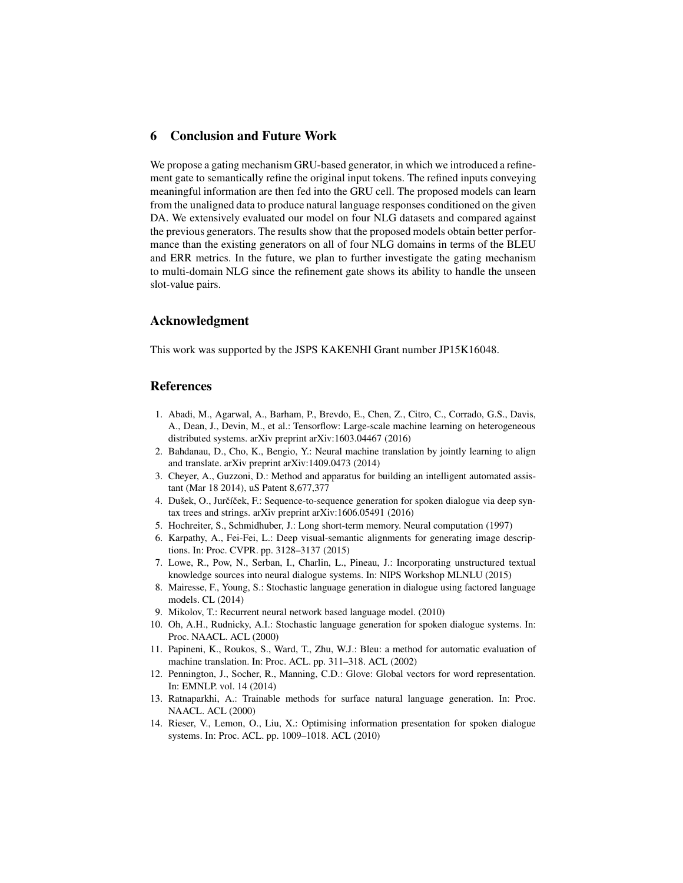## 6 Conclusion and Future Work

We propose a gating mechanism GRU-based generator, in which we introduced a refinement gate to semantically refine the original input tokens. The refined inputs conveying meaningful information are then fed into the GRU cell. The proposed models can learn from the unaligned data to produce natural language responses conditioned on the given DA. We extensively evaluated our model on four NLG datasets and compared against the previous generators. The results show that the proposed models obtain better performance than the existing generators on all of four NLG domains in terms of the BLEU and ERR metrics. In the future, we plan to further investigate the gating mechanism to multi-domain NLG since the refinement gate shows its ability to handle the unseen slot-value pairs.

## Acknowledgment

This work was supported by the JSPS KAKENHI Grant number JP15K16048.

## References

1. Abadi, M., Agarwal, A., Barham, P., Brevdo, E., Chen, Z., Citro, C., Corrado, G.S., Davis, A., Dean, J., Devin, M., et al.: Tensorflow: Large-scale machine learning on heterogeneous distributed systems. arXiv preprint arXiv:1603.04467 (2016)
2. Bahdanau, D., Cho, K., Bengio, Y.: Neural machine translation by jointly learning to align and translate. arXiv preprint arXiv:1409.0473 (2014)
3. Cheyer, A., Guzzoni, D.: Method and apparatus for building an intelligent automated assistant (Mar 18 2014), uS Patent 8,677,377
4. Dušek, O., Jurčíček, F.: Sequence-to-sequence generation for spoken dialogue via deep syntax trees and strings. arXiv preprint arXiv:1606.05491 (2016)
5. Hochreiter, S., Schmidhuber, J.: Long short-term memory. Neural computation (1997)
6. Karpathy, A., Fei-Fei, L.: Deep visual-semantic alignments for generating image descriptions. In: Proc. CVPR. pp. 3128–3137 (2015)
7. Lowe, R., Pow, N., Serban, I., Charlin, L., Pineau, J.: Incorporating unstructured textual knowledge sources into neural dialogue systems. In: NIPS Workshop MLNLU (2015)
8. Mairesse, F., Young, S.: Stochastic language generation in dialogue using factored language models. CL (2014)
9. Mikolov, T.: Recurrent neural network based language model. (2010)
10. Oh, A.H., Rudnicky, A.I.: Stochastic language generation for spoken dialogue systems. In: Proc. NAACL. ACL (2000)
11. Papineni, K., Roukos, S., Ward, T., Zhu, W.J.: Bleu: a method for automatic evaluation of machine translation. In: Proc. ACL. pp. 311–318. ACL (2002)
12. Pennington, J., Socher, R., Manning, C.D.: Glove: Global vectors for word representation. In: EMNLP. vol. 14 (2014)
13. Ratnaparkhi, A.: Trainable methods for surface natural language generation. In: Proc. NAACL. ACL (2000)
14. Rieser, V., Lemon, O., Liu, X.: Optimising information presentation for spoken dialogue systems. In: Proc. ACL. pp. 1009–1018. ACL (2010)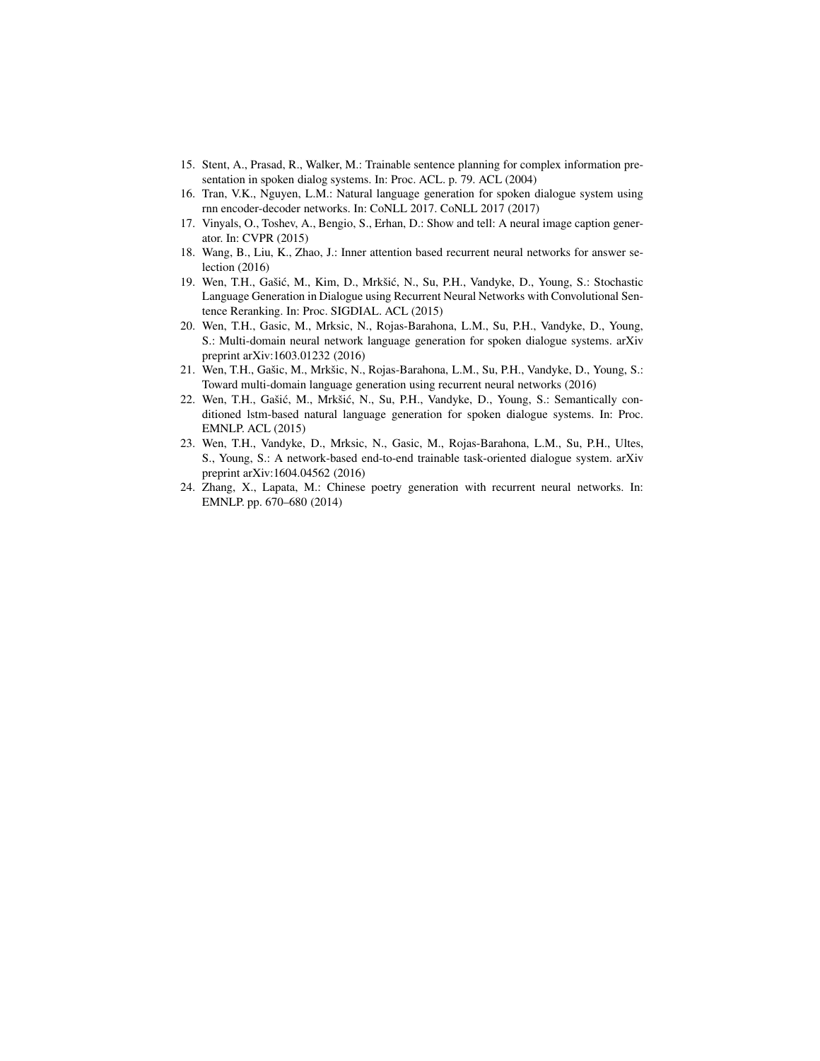15. Stent, A., Prasad, R., Walker, M.: Trainable sentence planning for complex information presentation in spoken dialog systems. In: Proc. ACL. p. 79. ACL (2004)
16. Tran, V.K., Nguyen, L.M.: Natural language generation for spoken dialogue system using rnn encoder-decoder networks. In: CoNLL 2017. CoNLL 2017 (2017)
17. Vinyals, O., Toshev, A., Bengio, S., Erhan, D.: Show and tell: A neural image caption generator. In: CVPR (2015)
18. Wang, B., Liu, K., Zhao, J.: Inner attention based recurrent neural networks for answer selection (2016)
19. Wen, T.H., Gašić, M., Kim, D., Mrkšić, N., Su, P.H., Vandyke, D., Young, S.: Stochastic Language Generation in Dialogue using Recurrent Neural Networks with Convolutional Sentence Reranking. In: Proc. SIGDIAL. ACL (2015)
20. Wen, T.H., Gasic, M., Mrksic, N., Rojas-Barahona, L.M., Su, P.H., Vandyke, D., Young, S.: Multi-domain neural network language generation for spoken dialogue systems. arXiv preprint arXiv:1603.01232 (2016)
21. Wen, T.H., Gašic, M., Mrkšic, N., Rojas-Barahona, L.M., Su, P.H., Vandyke, D., Young, S.: Toward multi-domain language generation using recurrent neural networks (2016)
22. Wen, T.H., Gašić, M., Mrkšić, N., Su, P.H., Vandyke, D., Young, S.: Semantically conditioned lstm-based natural language generation for spoken dialogue systems. In: Proc. EMNLP. ACL (2015)
23. Wen, T.H., Vandyke, D., Mrksic, N., Gasic, M., Rojas-Barahona, L.M., Su, P.H., Ultes, S., Young, S.: A network-based end-to-end trainable task-oriented dialogue system. arXiv preprint arXiv:1604.04562 (2016)
24. Zhang, X., Lapata, M.: Chinese poetry generation with recurrent neural networks. In: EMNLP. pp. 670–680 (2014)